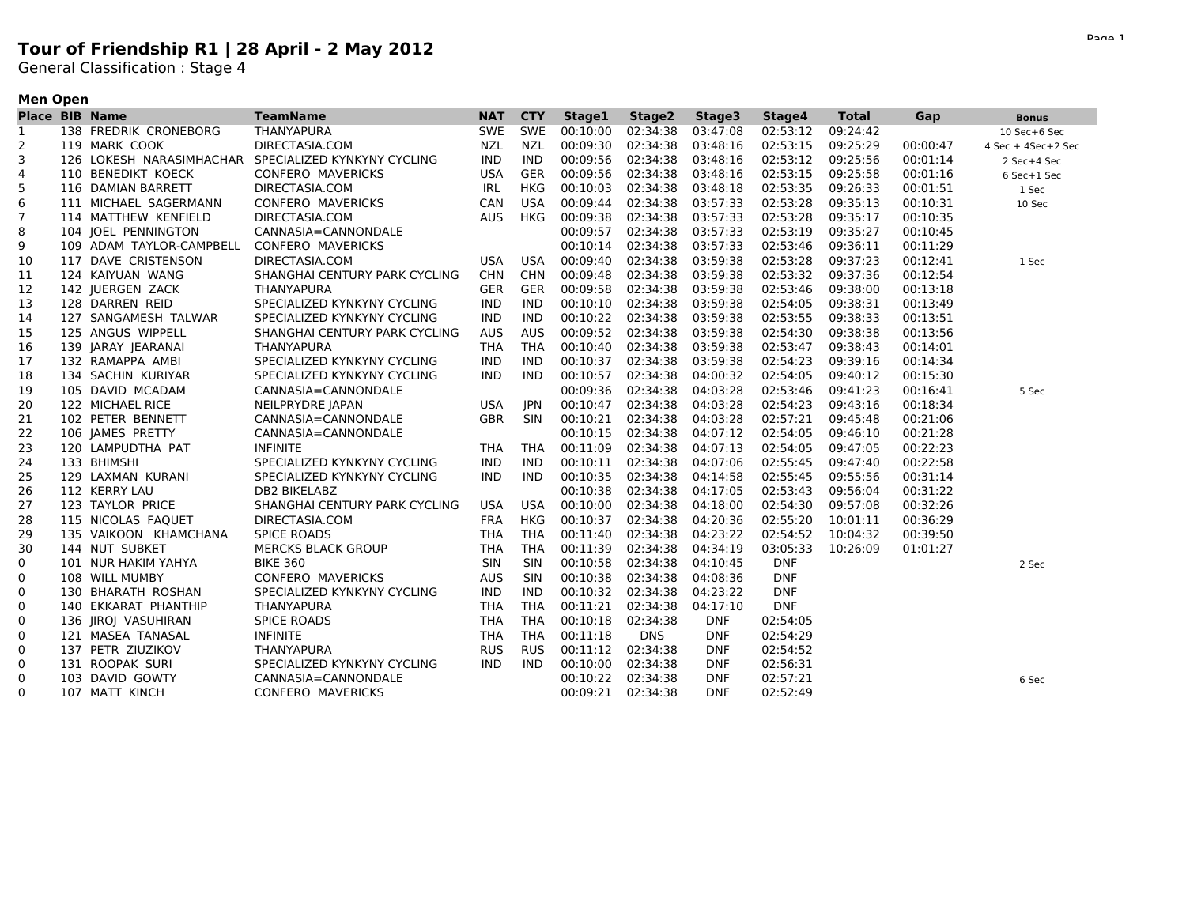# Tour of Friendship R1 | 28 April - 2 May 2012

General Classification : Stage 4

**Men Open**

| Place | BIB | Name | TeamName | NAT | CTY | Stage1 | Stage2 | Stage3 | Stage4 | Total | Gap | Bonus |
|---|---|---|---|---|---|---|---|---|---|---|---|---|
| 1 | 138 | FREDRIK CRONEBORG | THANYAPURA | SWE | SWE | 00:10:00 | 02:34:38 | 03:47:08 | 02:53:12 | 09:24:42 | | 10 Sec+6 Sec |
| 2 | 119 | MARK COOK | DIRECTASIA.COM | NZL | NZL | 00:09:30 | 02:34:38 | 03:48:16 | 02:53:15 | 09:25:29 | 00:00:47 | 4 Sec + 4Sec+2 Sec |
| 3 | 126 | LOKESH NARASIMHACHAR | SPECIALIZED KYNKYNY CYCLING | IND | IND | 00:09:56 | 02:34:38 | 03:48:16 | 02:53:12 | 09:25:56 | 00:01:14 | 2 Sec+4 Sec |
| 4 | 110 | BENEDIKT KOECK | CONFERO MAVERICKS | USA | GER | 00:09:56 | 02:34:38 | 03:48:16 | 02:53:15 | 09:25:58 | 00:01:16 | 6 Sec+1 Sec |
| 5 | 116 | DAMIAN BARRETT | DIRECTASIA.COM | IRL | HKG | 00:10:03 | 02:34:38 | 03:48:18 | 02:53:35 | 09:26:33 | 00:01:51 | 1 Sec |
| 6 | 111 | MICHAEL SAGERMANN | CONFERO MAVERICKS | CAN | USA | 00:09:44 | 02:34:38 | 03:57:33 | 02:53:28 | 09:35:13 | 00:10:31 | 10 Sec |
| 7 | 114 | MATTHEW KENFIELD | DIRECTASIA.COM | AUS | HKG | 00:09:38 | 02:34:38 | 03:57:33 | 02:53:28 | 09:35:17 | 00:10:35 | |
| 8 | 104 | JOEL PENNINGTON | CANNASIA=CANNONDALE | | | 00:09:57 | 02:34:38 | 03:57:33 | 02:53:19 | 09:35:27 | 00:10:45 | |
| 9 | 109 | ADAM TAYLOR-CAMPBELL | CONFERO MAVERICKS | | | 00:10:14 | 02:34:38 | 03:57:33 | 02:53:46 | 09:36:11 | 00:11:29 | |
| 10 | 117 | DAVE CRISTENSON | DIRECTASIA.COM | USA | USA | 00:09:40 | 02:34:38 | 03:59:38 | 02:53:28 | 09:37:23 | 00:12:41 | 1 Sec |
| 11 | 124 | KAIYUAN WANG | SHANGHAI CENTURY PARK CYCLING | CHN | CHN | 00:09:48 | 02:34:38 | 03:59:38 | 02:53:32 | 09:37:36 | 00:12:54 | |
| 12 | 142 | JUERGEN ZACK | THANYAPURA | GER | GER | 00:09:58 | 02:34:38 | 03:59:38 | 02:53:46 | 09:38:00 | 00:13:18 | |
| 13 | 128 | DARREN REID | SPECIALIZED KYNKYNY CYCLING | IND | IND | 00:10:10 | 02:34:38 | 03:59:38 | 02:54:05 | 09:38:31 | 00:13:49 | |
| 14 | 127 | SANGAMESH TALWAR | SPECIALIZED KYNKYNY CYCLING | IND | IND | 00:10:22 | 02:34:38 | 03:59:38 | 02:53:55 | 09:38:33 | 00:13:51 | |
| 15 | 125 | ANGUS WIPPELL | SHANGHAI CENTURY PARK CYCLING | AUS | AUS | 00:09:52 | 02:34:38 | 03:59:38 | 02:54:30 | 09:38:38 | 00:13:56 | |
| 16 | 139 | JARAY JEARANAI | THANYAPURA | THA | THA | 00:10:40 | 02:34:38 | 03:59:38 | 02:53:47 | 09:38:43 | 00:14:01 | |
| 17 | 132 | RAMAPPA AMBI | SPECIALIZED KYNKYNY CYCLING | IND | IND | 00:10:37 | 02:34:38 | 03:59:38 | 02:54:23 | 09:39:16 | 00:14:34 | |
| 18 | 134 | SACHIN KURIYAR | SPECIALIZED KYNKYNY CYCLING | IND | IND | 00:10:57 | 02:34:38 | 04:00:32 | 02:54:05 | 09:40:12 | 00:15:30 | |
| 19 | 105 | DAVID MCADAM | CANNASIA=CANNONDALE | | | 00:09:36 | 02:34:38 | 04:03:28 | 02:53:46 | 09:41:23 | 00:16:41 | 5 Sec |
| 20 | 122 | MICHAEL RICE | NEILPRYDRE JAPAN | USA | JPN | 00:10:47 | 02:34:38 | 04:03:28 | 02:54:23 | 09:43:16 | 00:18:34 | |
| 21 | 102 | PETER BENNETT | CANNASIA=CANNONDALE | GBR | SIN | 00:10:21 | 02:34:38 | 04:03:28 | 02:57:21 | 09:45:48 | 00:21:06 | |
| 22 | 106 | JAMES PRETTY | CANNASIA=CANNONDALE | | | 00:10:15 | 02:34:38 | 04:07:12 | 02:54:05 | 09:46:10 | 00:21:28 | |
| 23 | 120 | LAMPUDTHA PAT | INFINITE | THA | THA | 00:11:09 | 02:34:38 | 04:07:13 | 02:54:05 | 09:47:05 | 00:22:23 | |
| 24 | 133 | BHIMSHI | SPECIALIZED KYNKYNY CYCLING | IND | IND | 00:10:11 | 02:34:38 | 04:07:06 | 02:55:45 | 09:47:40 | 00:22:58 | |
| 25 | 129 | LAXMAN KURANI | SPECIALIZED KYNKYNY CYCLING | IND | IND | 00:10:35 | 02:34:38 | 04:14:58 | 02:55:45 | 09:55:56 | 00:31:14 | |
| 26 | 112 | KERRY LAU | DB2 BIKELABZ | | | 00:10:38 | 02:34:38 | 04:17:05 | 02:53:43 | 09:56:04 | 00:31:22 | |
| 27 | 123 | TAYLOR PRICE | SHANGHAI CENTURY PARK CYCLING | USA | USA | 00:10:00 | 02:34:38 | 04:18:00 | 02:54:30 | 09:57:08 | 00:32:26 | |
| 28 | 115 | NICOLAS FAQUET | DIRECTASIA.COM | FRA | HKG | 00:10:37 | 02:34:38 | 04:20:36 | 02:55:20 | 10:01:11 | 00:36:29 | |
| 29 | 135 | VAIKOON KHAMCHANA | SPICE ROADS | THA | THA | 00:11:40 | 02:34:38 | 04:23:22 | 02:54:52 | 10:04:32 | 00:39:50 | |
| 30 | 144 | NUT SUBKET | MERCKS BLACK GROUP | THA | THA | 00:11:39 | 02:34:38 | 04:34:19 | 03:05:33 | 10:26:09 | 01:01:27 | |
| 0 | 101 | NUR HAKIM YAHYA | BIKE 360 | SIN | SIN | 00:10:58 | 02:34:38 | 04:10:45 | DNF | | | 2 Sec |
| 0 | 108 | WILL MUMBY | CONFERO MAVERICKS | AUS | SIN | 00:10:38 | 02:34:38 | 04:08:36 | DNF | | | |
| 0 | 130 | BHARATH ROSHAN | SPECIALIZED KYNKYNY CYCLING | IND | IND | 00:10:32 | 02:34:38 | 04:23:22 | DNF | | | |
| 0 | 140 | EKKARAT PHANTHIP | THANYAPURA | THA | THA | 00:11:21 | 02:34:38 | 04:17:10 | DNF | | | |
| 0 | 136 | JIROJ VASUHIRAN | SPICE ROADS | THA | THA | 00:10:18 | 02:34:38 | DNF | 02:54:05 | | | |
| 0 | 121 | MASEA TANASAL | INFINITE | THA | THA | 00:11:18 | DNS | DNF | 02:54:29 | | | |
| 0 | 137 | PETR ZIUZIKOV | THANYAPURA | RUS | RUS | 00:11:12 | 02:34:38 | DNF | 02:54:52 | | | |
| 0 | 131 | ROOPAK SURI | SPECIALIZED KYNKYNY CYCLING | IND | IND | 00:10:00 | 02:34:38 | DNF | 02:56:31 | | | |
| 0 | 103 | DAVID GOWTY | CANNASIA=CANNONDALE | | | 00:10:22 | 02:34:38 | DNF | 02:57:21 | | | 6 Sec |
| 0 | 107 | MATT KINCH | CONFERO MAVERICKS | | | 00:09:21 | 02:34:38 | DNF | 02:52:49 | | | |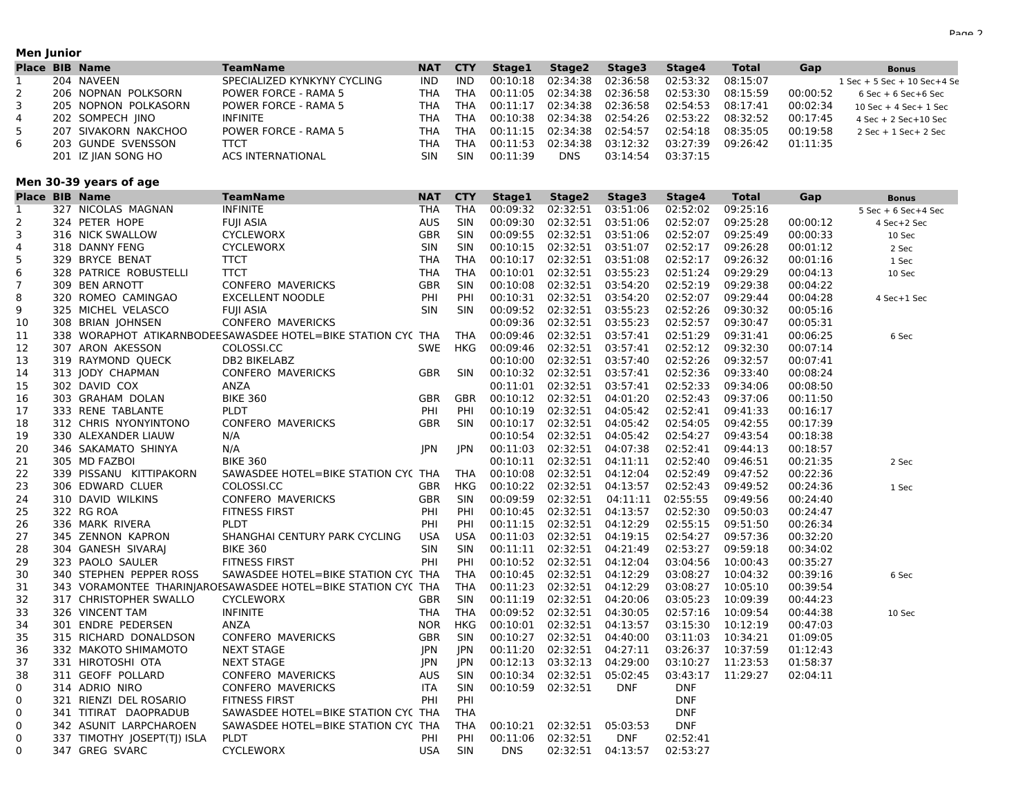### Men Junior

| Place | BIB | Name | TeamName | NAT | CTY | Stage1 | Stage2 | Stage3 | Stage4 | Total | Gap | Bonus |
|---|---|---|---|---|---|---|---|---|---|---|---|---|
| 1 | 204 | NAVEEN | SPECIALIZED KYNKYNY CYCLING | IND | IND | 00:10:18 | 02:34:38 | 02:36:58 | 02:53:32 | 08:15:07 | | 1 Sec + 5 Sec + 10 Sec+4 Se |
| 2 | 206 | NOPNAN POLKSORN | POWER FORCE - RAMA 5 | THA | THA | 00:11:05 | 02:34:38 | 02:36:58 | 02:53:30 | 08:15:59 | 00:00:52 | 6 Sec + 6 Sec+6 Sec |
| 3 | 205 | NOPNON POLKASORN | POWER FORCE - RAMA 5 | THA | THA | 00:11:17 | 02:34:38 | 02:36:58 | 02:54:53 | 08:17:41 | 00:02:34 | 10 Sec + 4 Sec+ 1 Sec |
| 4 | 202 | SOMPECH JINO | INFINITE | THA | THA | 00:10:38 | 02:34:38 | 02:54:26 | 02:53:22 | 08:32:52 | 00:17:45 | 4 Sec + 2 Sec+10 Sec |
| 5 | 207 | SIVAKORN NAKCHOO | POWER FORCE - RAMA 5 | THA | THA | 00:11:15 | 02:34:38 | 02:54:57 | 02:54:18 | 08:35:05 | 00:19:58 | 2 Sec + 1 Sec+ 2 Sec |
| 6 | 203 | GUNDE SVENSSON | TTCT | THA | THA | 00:11:53 | 02:34:38 | 03:12:32 | 03:27:39 | 09:26:42 | 01:11:35 | |
| | 201 | IZ JIAN SONG HO | ACS INTERNATIONAL | SIN | SIN | 00:11:39 | DNS | 03:14:54 | 03:37:15 | | | |

### Men 30-39 years of age

| Place | BIB | Name | TeamName | NAT | CTY | Stage1 | Stage2 | Stage3 | Stage4 | Total | Gap | Bonus |
|---|---|---|---|---|---|---|---|---|---|---|---|---|
| 1 | 327 | NICOLAS MAGNAN | INFINITE | THA | THA | 00:09:32 | 02:32:51 | 03:51:06 | 02:52:02 | 09:25:16 | | 5 Sec + 6 Sec+4 Sec |
| 2 | 324 | PETER HOPE | FUJI ASIA | AUS | SIN | 00:09:30 | 02:32:51 | 03:51:06 | 02:52:07 | 09:25:28 | 00:00:12 | 4 Sec+2 Sec |
| 3 | 316 | NICK SWALLOW | CYCLEWORX | GBR | SIN | 00:09:55 | 02:32:51 | 03:51:06 | 02:52:07 | 09:25:49 | 00:00:33 | 10 Sec |
| 4 | 318 | DANNY FENG | CYCLEWORX | SIN | SIN | 00:10:15 | 02:32:51 | 03:51:07 | 02:52:17 | 09:26:28 | 00:01:12 | 2 Sec |
| 5 | 329 | BRYCE BENAT | TTCT | THA | THA | 00:10:17 | 02:32:51 | 03:51:08 | 02:52:17 | 09:26:32 | 00:01:16 | 1 Sec |
| 6 | 328 | PATRICE ROBUSTELLI | TTCT | THA | THA | 00:10:01 | 02:32:51 | 03:55:23 | 02:51:24 | 09:29:29 | 00:04:13 | 10 Sec |
| 7 | 309 | BEN ARNOTT | CONFERO MAVERICKS | GBR | SIN | 00:10:08 | 02:32:51 | 03:54:20 | 02:52:19 | 09:29:38 | 00:04:22 | |
| 8 | 320 | ROMEO CAMINGAO | EXCELLENT NOODLE | PHI | PHI | 00:10:31 | 02:32:51 | 03:54:20 | 02:52:07 | 09:29:44 | 00:04:28 | 4 Sec+1 Sec |
| 9 | 325 | MICHEL VELASCO | FUJI ASIA | SIN | SIN | 00:09:52 | 02:32:51 | 03:55:23 | 02:52:26 | 09:30:32 | 00:05:16 | |
| 10 | 308 | BRIAN JOHNSEN | CONFERO MAVERICKS | | | 00:09:36 | 02:32:51 | 03:55:23 | 02:52:57 | 09:30:47 | 00:05:31 | |
| 11 | 338 | WORAPHOT ATIKARNBODEE | SAWASDEE HOTEL=BIKE STATION CYC | THA | THA | 00:09:46 | 02:32:51 | 03:57:41 | 02:51:29 | 09:31:41 | 00:06:25 | 6 Sec |
| 12 | 307 | ARON AKESSON | COLOSSI.CC | SWE | HKG | 00:09:46 | 02:32:51 | 03:57:41 | 02:52:12 | 09:32:30 | 00:07:14 | |
| 13 | 319 | RAYMOND QUECK | DB2 BIKELABZ | | | 00:10:00 | 02:32:51 | 03:57:40 | 02:52:26 | 09:32:57 | 00:07:41 | |
| 14 | 313 | JODY CHAPMAN | CONFERO MAVERICKS | GBR | SIN | 00:10:32 | 02:32:51 | 03:57:41 | 02:52:36 | 09:33:40 | 00:08:24 | |
| 15 | 302 | DAVID COX | ANZA | | | 00:11:01 | 02:32:51 | 03:57:41 | 02:52:33 | 09:34:06 | 00:08:50 | |
| 16 | 303 | GRAHAM DOLAN | BIKE 360 | GBR | GBR | 00:10:12 | 02:32:51 | 04:01:20 | 02:52:43 | 09:37:06 | 00:11:50 | |
| 17 | 333 | RENE TABLANTE | PLDT | PHI | PHI | 00:10:19 | 02:32:51 | 04:05:42 | 02:52:41 | 09:41:33 | 00:16:17 | |
| 18 | 312 | CHRIS NYONYINTONO | CONFERO MAVERICKS | GBR | SIN | 00:10:17 | 02:32:51 | 04:05:42 | 02:54:05 | 09:42:55 | 00:17:39 | |
| 19 | 330 | ALEXANDER LIAUW | N/A | | | 00:10:54 | 02:32:51 | 04:05:42 | 02:54:27 | 09:43:54 | 00:18:38 | |
| 20 | 346 | SAKAMATO SHINYA | N/A | JPN | JPN | 00:11:03 | 02:32:51 | 04:07:38 | 02:52:41 | 09:44:13 | 00:18:57 | |
| 21 | 305 | MD FAZBOI | BIKE 360 | | | 00:10:11 | 02:32:51 | 04:11:11 | 02:52:40 | 09:46:51 | 00:21:35 | 2 Sec |
| 22 | 339 | PISSANU KITTIPAKORN | SAWASDEE HOTEL=BIKE STATION CYC | THA | THA | 00:10:08 | 02:32:51 | 04:12:04 | 02:52:49 | 09:47:52 | 00:22:36 | |
| 23 | 306 | EDWARD CLUER | COLOSSI.CC | GBR | HKG | 00:10:22 | 02:32:51 | 04:13:57 | 02:52:43 | 09:49:52 | 00:24:36 | 1 Sec |
| 24 | 310 | DAVID WILKINS | CONFERO MAVERICKS | GBR | SIN | 00:09:59 | 02:32:51 | 04:11:11 | 02:55:55 | 09:49:56 | 00:24:40 | |
| 25 | 322 | RG ROA | FITNESS FIRST | PHI | PHI | 00:10:45 | 02:32:51 | 04:13:57 | 02:52:30 | 09:50:03 | 00:24:47 | |
| 26 | 336 | MARK RIVERA | PLDT | PHI | PHI | 00:11:15 | 02:32:51 | 04:12:29 | 02:55:15 | 09:51:50 | 00:26:34 | |
| 27 | 345 | ZENNON KAPRON | SHANGHAI CENTURY PARK CYCLING | USA | USA | 00:11:03 | 02:32:51 | 04:19:15 | 02:54:27 | 09:57:36 | 00:32:20 | |
| 28 | 304 | GANESH SIVARAJ | BIKE 360 | SIN | SIN | 00:11:11 | 02:32:51 | 04:21:49 | 02:53:27 | 09:59:18 | 00:34:02 | |
| 29 | 323 | PAOLO SAULER | FITNESS FIRST | PHI | PHI | 00:10:52 | 02:32:51 | 04:12:04 | 03:04:56 | 10:00:43 | 00:35:27 | |
| 30 | 340 | STEPHEN PEPPER ROSS | SAWASDEE HOTEL=BIKE STATION CYC | THA | THA | 00:10:45 | 02:32:51 | 04:12:29 | 03:08:27 | 10:04:32 | 00:39:16 | 6 Sec |
| 31 | 343 | VORAMONTEE THARINJAROE | SAWASDEE HOTEL=BIKE STATION CYC | THA | THA | 00:11:23 | 02:32:51 | 04:12:29 | 03:08:27 | 10:05:10 | 00:39:54 | |
| 32 | 317 | CHRISTOPHER SWALLO | CYCLEWORX | GBR | SIN | 00:11:19 | 02:32:51 | 04:20:06 | 03:05:23 | 10:09:39 | 00:44:23 | |
| 33 | 326 | VINCENT TAM | INFINITE | THA | THA | 00:09:52 | 02:32:51 | 04:30:05 | 02:57:16 | 10:09:54 | 00:44:38 | 10 Sec |
| 34 | 301 | ENDRE PEDERSEN | ANZA | NOR | HKG | 00:10:01 | 02:32:51 | 04:13:57 | 03:15:30 | 10:12:19 | 00:47:03 | |
| 35 | 315 | RICHARD DONALDSON | CONFERO MAVERICKS | GBR | SIN | 00:10:27 | 02:32:51 | 04:40:00 | 03:11:03 | 10:34:21 | 01:09:05 | |
| 36 | 332 | MAKOTO SHIMAMOTO | NEXT STAGE | JPN | JPN | 00:11:20 | 02:32:51 | 04:27:11 | 03:26:37 | 10:37:59 | 01:12:43 | |
| 37 | 331 | HIROTOSHI OTA | NEXT STAGE | JPN | JPN | 00:12:13 | 03:32:13 | 04:29:00 | 03:10:27 | 11:23:53 | 01:58:37 | |
| 38 | 311 | GEOFF POLLARD | CONFERO MAVERICKS | AUS | SIN | 00:10:34 | 02:32:51 | 05:02:45 | 03:43:17 | 11:29:27 | 02:04:11 | |
| 0 | 314 | ADRIO NIRO | CONFERO MAVERICKS | ITA | SIN | 00:10:59 | 02:32:51 | DNF | DNF | | | |
| 0 | 321 | RIENZI DEL ROSARIO | FITNESS FIRST | PHI | PHI | | | | DNF | | | |
| 0 | 341 | TITIRAT DAOPRADUB | SAWASDEE HOTEL=BIKE STATION CYC | THA | THA | | | | DNF | | | |
| 0 | 342 | ASUNIT LARPCHAROEN | SAWASDEE HOTEL=BIKE STATION CYC | THA | THA | 00:10:21 | 02:32:51 | 05:03:53 | DNF | | | |
| 0 | 337 | TIMOTHY JOSEPT(TJ) ISLA | PLDT | PHI | PHI | 00:11:06 | 02:32:51 | DNF | 02:52:41 | | | |
| 0 | 347 | GREG SVARC | CYCLEWORX | USA | SIN | DNS | 02:32:51 | 04:13:57 | 02:53:27 | | | |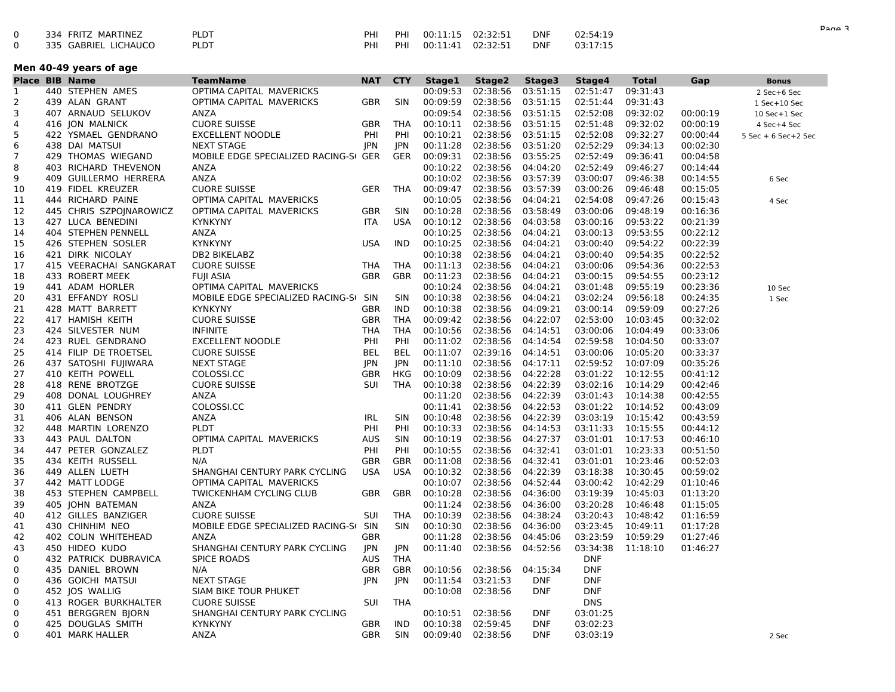| | | | | | | | | | | | | |
|---|---|---|---|---|---|---|---|---|---|---|---|---|
| 0 | 334 | FRITZ MARTINEZ | PLDT | PHI | PHI | 00:11:15 | 02:32:51 | DNF | 02:54:19 | | | |
| 0 | 335 | GABRIEL LICHAUCO | PLDT | PHI | PHI | 00:11:41 | 02:32:51 | DNF | 03:17:15 | | | |

**Men 40-49 years of age**

| Place | BIB | Name | TeamName | NAT | CTY | Stage1 | Stage2 | Stage3 | Stage4 | Total | Gap | Bonus |
|---|---|---|---|---|---|---|---|---|---|---|---|---|
| 1 | 440 | STEPHEN AMES | OPTIMA CAPITAL MAVERICKS | | | 00:09:53 | 02:38:56 | 03:51:15 | 02:51:47 | 09:31:43 | | 2 Sec+6 Sec |
| 2 | 439 | ALAN GRANT | OPTIMA CAPITAL MAVERICKS | GBR | SIN | 00:09:59 | 02:38:56 | 03:51:15 | 02:51:44 | 09:31:43 | | 1 Sec+10 Sec |
| 3 | 407 | ARNAUD SELUKOV | ANZA | | | 00:09:54 | 02:38:56 | 03:51:15 | 02:52:08 | 09:32:02 | 00:00:19 | 10 Sec+1 Sec |
| 4 | 416 | JON MALNICK | CUORE SUISSE | GBR | THA | 00:10:11 | 02:38:56 | 03:51:15 | 02:51:48 | 09:32:02 | 00:00:19 | 4 Sec+4 Sec |
| 5 | 422 | YSMAEL GENDRANO | EXCELLENT NOODLE | PHI | PHI | 00:10:21 | 02:38:56 | 03:51:15 | 02:52:08 | 09:32:27 | 00:00:44 | 5 Sec + 6 Sec+2 Sec |
| 6 | 438 | DAI MATSUI | NEXT STAGE | JPN | JPN | 00:11:28 | 02:38:56 | 03:51:20 | 02:52:29 | 09:34:13 | 00:02:30 | |
| 7 | 429 | THOMAS WIEGAND | MOBILE EDGE SPECIALIZED RACING-S( | GER | GER | 00:09:31 | 02:38:56 | 03:55:25 | 02:52:49 | 09:36:41 | 00:04:58 | |
| 8 | 403 | RICHARD THEVENON | ANZA | | | 00:10:22 | 02:38:56 | 04:04:20 | 02:52:49 | 09:46:27 | 00:14:44 | |
| 9 | 409 | GUILLERMO HERRERA | ANZA | | | 00:10:02 | 02:38:56 | 03:57:39 | 03:00:07 | 09:46:38 | 00:14:55 | 6 Sec |
| 10 | 419 | FIDEL KREUZER | CUORE SUISSE | GER | THA | 00:09:47 | 02:38:56 | 03:57:39 | 03:00:26 | 09:46:48 | 00:15:05 | |
| 11 | 444 | RICHARD PAINE | OPTIMA CAPITAL MAVERICKS | | | 00:10:05 | 02:38:56 | 04:04:21 | 02:54:08 | 09:47:26 | 00:15:43 | 4 Sec |
| 12 | 445 | CHRIS SZPOJNAROWICZ | OPTIMA CAPITAL MAVERICKS | GBR | SIN | 00:10:28 | 02:38:56 | 03:58:49 | 03:00:06 | 09:48:19 | 00:16:36 | |
| 13 | 427 | LUCA BENEDINI | KYNKYNY | ITA | USA | 00:10:12 | 02:38:56 | 04:03:58 | 03:00:16 | 09:53:22 | 00:21:39 | |
| 14 | 404 | STEPHEN PENNELL | ANZA | | | 00:10:25 | 02:38:56 | 04:04:21 | 03:00:13 | 09:53:55 | 00:22:12 | |
| 15 | 426 | STEPHEN SOSLER | KYNKYNY | USA | IND | 00:10:25 | 02:38:56 | 04:04:21 | 03:00:40 | 09:54:22 | 00:22:39 | |
| 16 | 421 | DIRK NICOLAY | DB2 BIKELABZ | | | 00:10:38 | 02:38:56 | 04:04:21 | 03:00:40 | 09:54:35 | 00:22:52 | |
| 17 | 415 | VEERACHAI SANGKARAT | CUORE SUISSE | THA | THA | 00:11:13 | 02:38:56 | 04:04:21 | 03:00:06 | 09:54:36 | 00:22:53 | |
| 18 | 433 | ROBERT MEEK | FUJI ASIA | GBR | GBR | 00:11:23 | 02:38:56 | 04:04:21 | 03:00:15 | 09:54:55 | 00:23:12 | |
| 19 | 441 | ADAM HORLER | OPTIMA CAPITAL MAVERICKS | | | 00:10:24 | 02:38:56 | 04:04:21 | 03:01:48 | 09:55:19 | 00:23:36 | 10 Sec |
| 20 | 431 | EFFANDY ROSLI | MOBILE EDGE SPECIALIZED RACING-S( | SIN | SIN | 00:10:38 | 02:38:56 | 04:04:21 | 03:02:24 | 09:56:18 | 00:24:35 | 1 Sec |
| 21 | 428 | MATT BARRETT | KYNKYNY | GBR | IND | 00:10:38 | 02:38:56 | 04:09:21 | 03:00:14 | 09:59:09 | 00:27:26 | |
| 22 | 417 | HAMISH KEITH | CUORE SUISSE | GBR | THA | 00:09:42 | 02:38:56 | 04:22:07 | 02:53:00 | 10:03:45 | 00:32:02 | |
| 23 | 424 | SILVESTER NUM | INFINITE | THA | THA | 00:10:56 | 02:38:56 | 04:14:51 | 03:00:06 | 10:04:49 | 00:33:06 | |
| 24 | 423 | RUEL GENDRANO | EXCELLENT NOODLE | PHI | PHI | 00:11:02 | 02:38:56 | 04:14:54 | 02:59:58 | 10:04:50 | 00:33:07 | |
| 25 | 414 | FILIP DE TROETSEL | CUORE SUISSE | BEL | BEL | 00:11:07 | 02:39:16 | 04:14:51 | 03:00:06 | 10:05:20 | 00:33:37 | |
| 26 | 437 | SATOSHI FUJIWARA | NEXT STAGE | JPN | JPN | 00:11:10 | 02:38:56 | 04:17:11 | 02:59:52 | 10:07:09 | 00:35:26 | |
| 27 | 410 | KEITH POWELL | COLOSSI.CC | GBR | HKG | 00:10:09 | 02:38:56 | 04:22:28 | 03:01:22 | 10:12:55 | 00:41:12 | |
| 28 | 418 | RENE BROTZGE | CUORE SUISSE | SUI | THA | 00:10:38 | 02:38:56 | 04:22:39 | 03:02:16 | 10:14:29 | 00:42:46 | |
| 29 | 408 | DONAL LOUGHREY | ANZA | | | 00:11:20 | 02:38:56 | 04:22:39 | 03:01:43 | 10:14:38 | 00:42:55 | |
| 30 | 411 | GLEN PENDRY | COLOSSI.CC | | | 00:11:41 | 02:38:56 | 04:22:53 | 03:01:22 | 10:14:52 | 00:43:09 | |
| 31 | 406 | ALAN BENSON | ANZA | IRL | SIN | 00:10:48 | 02:38:56 | 04:22:39 | 03:03:19 | 10:15:42 | 00:43:59 | |
| 32 | 448 | MARTIN LORENZO | PLDT | PHI | PHI | 00:10:33 | 02:38:56 | 04:14:53 | 03:11:33 | 10:15:55 | 00:44:12 | |
| 33 | 443 | PAUL DALTON | OPTIMA CAPITAL MAVERICKS | AUS | SIN | 00:10:19 | 02:38:56 | 04:27:37 | 03:01:01 | 10:17:53 | 00:46:10 | |
| 34 | 447 | PETER GONZALEZ | PLDT | PHI | PHI | 00:10:55 | 02:38:56 | 04:32:41 | 03:01:01 | 10:23:33 | 00:51:50 | |
| 35 | 434 | KEITH RUSSELL | N/A | GBR | GBR | 00:11:08 | 02:38:56 | 04:32:41 | 03:01:01 | 10:23:46 | 00:52:03 | |
| 36 | 449 | ALLEN LUETH | SHANGHAI CENTURY PARK CYCLING | USA | USA | 00:10:32 | 02:38:56 | 04:22:39 | 03:18:38 | 10:30:45 | 00:59:02 | |
| 37 | 442 | MATT LODGE | OPTIMA CAPITAL MAVERICKS | | | 00:10:07 | 02:38:56 | 04:52:44 | 03:00:42 | 10:42:29 | 01:10:46 | |
| 38 | 453 | STEPHEN CAMPBELL | TWICKENHAM CYCLING CLUB | GBR | GBR | 00:10:28 | 02:38:56 | 04:36:00 | 03:19:39 | 10:45:03 | 01:13:20 | |
| 39 | 405 | JOHN BATEMAN | ANZA | | | 00:11:24 | 02:38:56 | 04:36:00 | 03:20:28 | 10:46:48 | 01:15:05 | |
| 40 | 412 | GILLES BANZIGER | CUORE SUISSE | SUI | THA | 00:10:39 | 02:38:56 | 04:38:24 | 03:20:43 | 10:48:42 | 01:16:59 | |
| 41 | 430 | CHINHIM NEO | MOBILE EDGE SPECIALIZED RACING-S( | SIN | SIN | 00:10:30 | 02:38:56 | 04:36:00 | 03:23:45 | 10:49:11 | 01:17:28 | |
| 42 | 402 | COLIN WHITEHEAD | ANZA | GBR | | 00:11:28 | 02:38:56 | 04:45:06 | 03:23:59 | 10:59:29 | 01:27:46 | |
| 43 | 450 | HIDEO KUDO | SHANGHAI CENTURY PARK CYCLING | JPN | JPN | 00:11:40 | 02:38:56 | 04:52:56 | 03:34:38 | 11:18:10 | 01:46:27 | |
| 0 | 432 | PATRICK DUBRAVICA | SPICE ROADS | AUS | THA | | | | DNF | | | |
| 0 | 435 | DANIEL BROWN | N/A | GBR | GBR | 00:10:56 | 02:38:56 | 04:15:34 | DNF | | | |
| 0 | 436 | GOICHI MATSUI | NEXT STAGE | JPN | JPN | 00:11:54 | 03:21:53 | DNF | DNF | | | |
| 0 | 452 | JOS WALLIG | SIAM BIKE TOUR PHUKET | | | 00:10:08 | 02:38:56 | DNF | DNF | | | |
| 0 | 413 | ROGER BURKHALTER | CUORE SUISSE | SUI | THA | | | | DNS | | | |
| 0 | 451 | BERGGREN BJORN | SHANGHAI CENTURY PARK CYCLING | | | 00:10:51 | 02:38:56 | DNF | 03:01:25 | | | |
| 0 | 425 | DOUGLAS SMITH | KYNKYNY | GBR | IND | 00:10:38 | 02:59:45 | DNF | 03:02:23 | | | |
| 0 | 401 | MARK HALLER | ANZA | GBR | SIN | 00:09:40 | 02:38:56 | DNF | 03:03:19 | | | 2 Sec |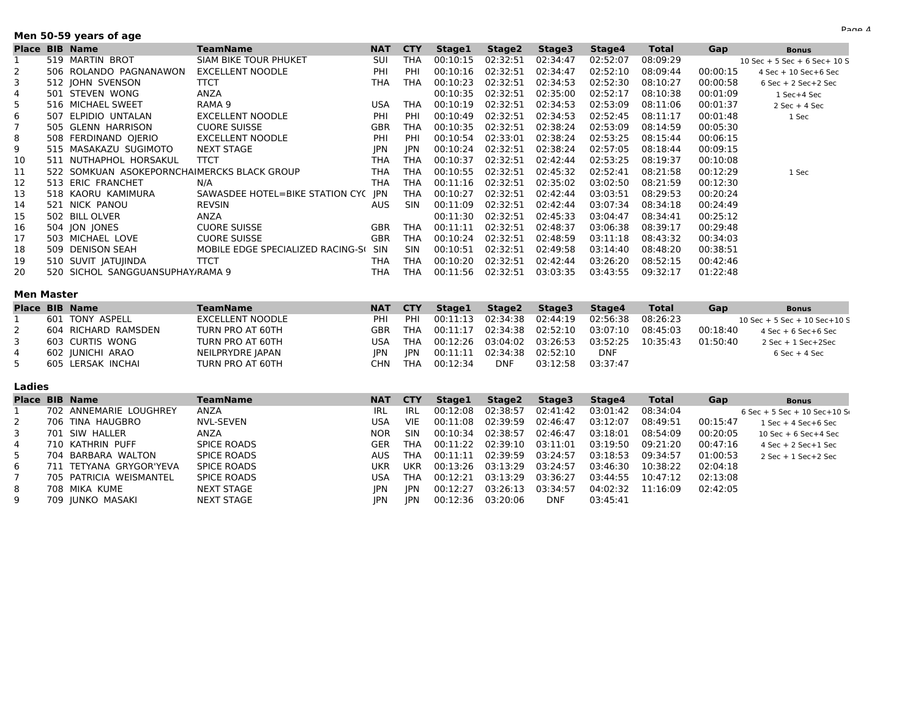**Men 50-59 years of age**

| Place | BIB | Name | TeamName | NAT | CTY | Stage1 | Stage2 | Stage3 | Stage4 | Total | Gap | Bonus |
|---|---|---|---|---|---|---|---|---|---|---|---|---|
| 1 | 519 | MARTIN BROT | SIAM BIKE TOUR PHUKET | SUI | THA | 00:10:15 | 02:32:51 | 02:34:47 | 02:52:07 | 08:09:29 | | 10 Sec + 5 Sec + 6 Sec+ 10 S |
| 2 | 506 | ROLANDO PAGNANAWON | EXCELLENT NOODLE | PHI | PHI | 00:10:16 | 02:32:51 | 02:34:47 | 02:52:10 | 08:09:44 | 00:00:15 | 4 Sec + 10 Sec+6 Sec |
| 3 | 512 | JOHN SVENSON | TTCT | THA | THA | 00:10:23 | 02:32:51 | 02:34:53 | 02:52:30 | 08:10:27 | 00:00:58 | 6 Sec + 2 Sec+2 Sec |
| 4 | 501 | STEVEN WONG | ANZA | | | 00:10:35 | 02:32:51 | 02:35:00 | 02:52:17 | 08:10:38 | 00:01:09 | 1 Sec+4 Sec |
| 5 | 516 | MICHAEL SWEET | RAMA 9 | USA | THA | 00:10:19 | 02:32:51 | 02:34:53 | 02:53:09 | 08:11:06 | 00:01:37 | 2 Sec + 4 Sec |
| 6 | 507 | ELPIDIO UNTALAN | EXCELLENT NOODLE | PHI | PHI | 00:10:49 | 02:32:51 | 02:34:53 | 02:52:45 | 08:11:17 | 00:01:48 | 1 Sec |
| 7 | 505 | GLENN HARRISON | CUORE SUISSE | GBR | THA | 00:10:35 | 02:32:51 | 02:38:24 | 02:53:09 | 08:14:59 | 00:05:30 | |
| 8 | 508 | FERDINAND OJERIO | EXCELLENT NOODLE | PHI | PHI | 00:10:54 | 02:33:01 | 02:38:24 | 02:53:25 | 08:15:44 | 00:06:15 | |
| 9 | 515 | MASAKAZU SUGIMOTO | NEXT STAGE | JPN | JPN | 00:10:24 | 02:32:51 | 02:38:24 | 02:57:05 | 08:18:44 | 00:09:15 | |
| 10 | 511 | NUTHAPHOL HORSAKUL | TTCT | THA | THA | 00:10:37 | 02:32:51 | 02:42:44 | 02:53:25 | 08:19:37 | 00:10:08 | |
| 11 | 522 | SOMKUAN ASOKEPORNCHAI | MERCKS BLACK GROUP | THA | THA | 00:10:55 | 02:32:51 | 02:45:32 | 02:52:41 | 08:21:58 | 00:12:29 | 1 Sec |
| 12 | 513 | ERIC FRANCHET | N/A | THA | THA | 00:11:16 | 02:32:51 | 02:35:02 | 03:02:50 | 08:21:59 | 00:12:30 | |
| 13 | 518 | KAORU KAMIMURA | SAWASDEE HOTEL=BIKE STATION CYC | JPN | THA | 00:10:27 | 02:32:51 | 02:42:44 | 03:03:51 | 08:29:53 | 00:20:24 | |
| 14 | 521 | NICK PANOU | REVSIN | AUS | SIN | 00:11:09 | 02:32:51 | 02:42:44 | 03:07:34 | 08:34:18 | 00:24:49 | |
| 15 | 502 | BILL OLVER | ANZA | | | 00:11:30 | 02:32:51 | 02:45:33 | 03:04:47 | 08:34:41 | 00:25:12 | |
| 16 | 504 | JON JONES | CUORE SUISSE | GBR | THA | 00:11:11 | 02:32:51 | 02:48:37 | 03:06:38 | 08:39:17 | 00:29:48 | |
| 17 | 503 | MICHAEL LOVE | CUORE SUISSE | GBR | THA | 00:10:24 | 02:32:51 | 02:48:59 | 03:11:18 | 08:43:32 | 00:34:03 | |
| 18 | 509 | DENISON SEAH | MOBILE EDGE SPECIALIZED RACING-S( | SIN | SIN | 00:10:51 | 02:32:51 | 02:49:58 | 03:14:40 | 08:48:20 | 00:38:51 | |
| 19 | 510 | SUVIT JATUJINDA | TTCT | THA | THA | 00:10:20 | 02:32:51 | 02:42:44 | 03:26:20 | 08:52:15 | 00:42:46 | |
| 20 | 520 | SICHOL SANGGUANSUPHAY | RAMA 9 | THA | THA | 00:11:56 | 02:32:51 | 03:03:35 | 03:43:55 | 09:32:17 | 01:22:48 | |

**Men Master**

| Place | BIB | Name | TeamName | NAT | CTY | Stage1 | Stage2 | Stage3 | Stage4 | Total | Gap | Bonus |
|---|---|---|---|---|---|---|---|---|---|---|---|---|
| 1 | 601 | TONY ASPELL | EXCELLENT NOODLE | PHI | PHI | 00:11:13 | 02:34:38 | 02:44:19 | 02:56:38 | 08:26:23 | | 10 Sec + 5 Sec + 10 Sec+10 S |
| 2 | 604 | RICHARD RAMSDEN | TURN PRO AT 60TH | GBR | THA | 00:11:17 | 02:34:38 | 02:52:10 | 03:07:10 | 08:45:03 | 00:18:40 | 4 Sec + 6 Sec+6 Sec |
| 3 | 603 | CURTIS WONG | TURN PRO AT 60TH | USA | THA | 00:12:26 | 03:04:02 | 03:26:53 | 03:52:25 | 10:35:43 | 01:50:40 | 2 Sec + 1 Sec+2Sec |
| 4 | 602 | JUNICHI ARAO | NEILPRYDRE JAPAN | JPN | JPN | 00:11:11 | 02:34:38 | 02:52:10 | DNF | | | 6 Sec + 4 Sec |
| 5 | 605 | LERSAK INCHAI | TURN PRO AT 60TH | CHN | THA | 00:12:34 | DNF | 03:12:58 | 03:37:47 | | | |

**Ladies**

| Place | BIB | Name | TeamName | NAT | CTY | Stage1 | Stage2 | Stage3 | Stage4 | Total | Gap | Bonus |
|---|---|---|---|---|---|---|---|---|---|---|---|---|
| 1 | 702 | ANNEMARIE LOUGHREY | ANZA | IRL | IRL | 00:12:08 | 02:38:57 | 02:41:42 | 03:01:42 | 08:34:04 | | 6 Sec + 5 Sec + 10 Sec+10 S |
| 2 | 706 | TINA HAUGBRO | NVL-SEVEN | USA | VIE | 00:11:08 | 02:39:59 | 02:46:47 | 03:12:07 | 08:49:51 | 00:15:47 | 1 Sec + 4 Sec+6 Sec |
| 3 | 701 | SIW HALLER | ANZA | NOR | SIN | 00:10:34 | 02:38:57 | 02:46:47 | 03:18:01 | 08:54:09 | 00:20:05 | 10 Sec + 6 Sec+4 Sec |
| 4 | 710 | KATHRIN PUFF | SPICE ROADS | GER | THA | 00:11:22 | 02:39:10 | 03:11:01 | 03:19:50 | 09:21:20 | 00:47:16 | 4 Sec + 2 Sec+1 Sec |
| 5 | 704 | BARBARA WALTON | SPICE ROADS | AUS | THA | 00:11:11 | 02:39:59 | 03:24:57 | 03:18:53 | 09:34:57 | 01:00:53 | 2 Sec + 1 Sec+2 Sec |
| 6 | 711 | TETYANA GRYGOR'YEVA | SPICE ROADS | UKR | UKR | 00:13:26 | 03:13:29 | 03:24:57 | 03:46:30 | 10:38:22 | 02:04:18 | |
| 7 | 705 | PATRICIA WEISMANTEL | SPICE ROADS | USA | THA | 00:12:21 | 03:13:29 | 03:36:27 | 03:44:55 | 10:47:12 | 02:13:08 | |
| 8 | 708 | MIKA KUME | NEXT STAGE | JPN | JPN | 00:12:27 | 03:26:13 | 03:34:57 | 04:02:32 | 11:16:09 | 02:42:05 | |
| 9 | 709 | JUNKO MASAKI | NEXT STAGE | JPN | JPN | 00:12:36 | 03:20:06 | DNF | 03:45:41 | | | |